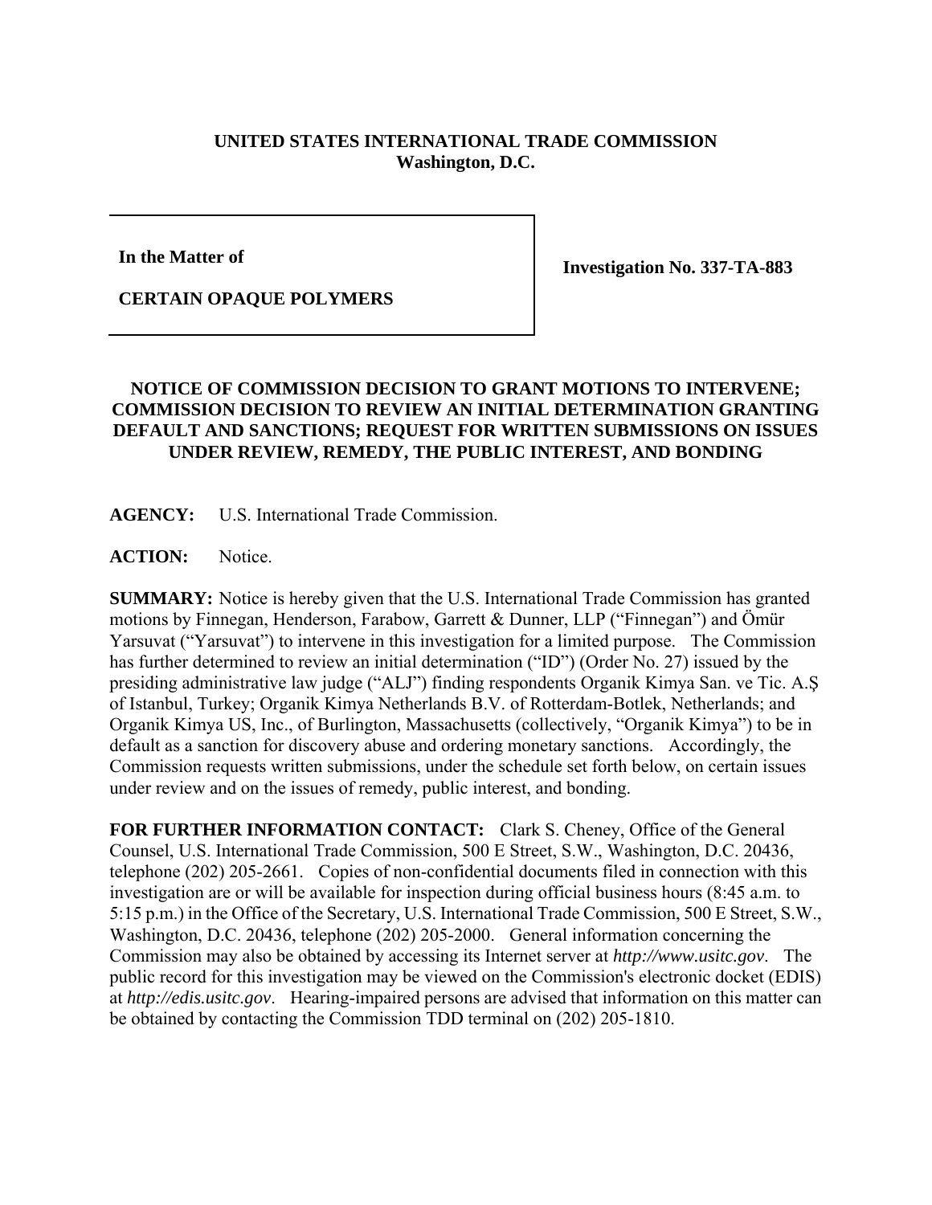**UNITED STATES INTERNATIONAL TRADE COMMISSION**
**Washington, D.C.**

| **In the Matter of**<br><br>**CERTAIN OPAQUE POLYMERS** | **Investigation No. 337-TA-883** |
| --- | --- |

**NOTICE OF COMMISSION DECISION TO GRANT MOTIONS TO INTERVENE; COMMISSION DECISION TO REVIEW AN INITIAL DETERMINATION GRANTING DEFAULT AND SANCTIONS; REQUEST FOR WRITTEN SUBMISSIONS ON ISSUES UNDER REVIEW, REMEDY, THE PUBLIC INTEREST, AND BONDING**

**AGENCY:** U.S. International Trade Commission.

**ACTION:** Notice.

**SUMMARY:** Notice is hereby given that the U.S. International Trade Commission has granted motions by Finnegan, Henderson, Farabow, Garrett & Dunner, LLP ("Finnegan") and Ömür Yarsuvat ("Yarsuvat") to intervene in this investigation for a limited purpose. The Commission has further determined to review an initial determination ("ID") (Order No. 27) issued by the presiding administrative law judge ("ALJ") finding respondents Organik Kimya San. ve Tic. A.Ş of Istanbul, Turkey; Organik Kimya Netherlands B.V. of Rotterdam-Botlek, Netherlands; and Organik Kimya US, Inc., of Burlington, Massachusetts (collectively, "Organik Kimya") to be in default as a sanction for discovery abuse and ordering monetary sanctions. Accordingly, the Commission requests written submissions, under the schedule set forth below, on certain issues under review and on the issues of remedy, public interest, and bonding.

**FOR FURTHER INFORMATION CONTACT:** Clark S. Cheney, Office of the General Counsel, U.S. International Trade Commission, 500 E Street, S.W., Washington, D.C. 20436, telephone (202) 205-2661. Copies of non-confidential documents filed in connection with this investigation are or will be available for inspection during official business hours (8:45 a.m. to 5:15 p.m.) in the Office of the Secretary, U.S. International Trade Commission, 500 E Street, S.W., Washington, D.C. 20436, telephone (202) 205-2000. General information concerning the Commission may also be obtained by accessing its Internet server at *http://www.usitc.gov*. The public record for this investigation may be viewed on the Commission's electronic docket (EDIS) at *http://edis.usitc.gov*. Hearing-impaired persons are advised that information on this matter can be obtained by contacting the Commission TDD terminal on (202) 205-1810.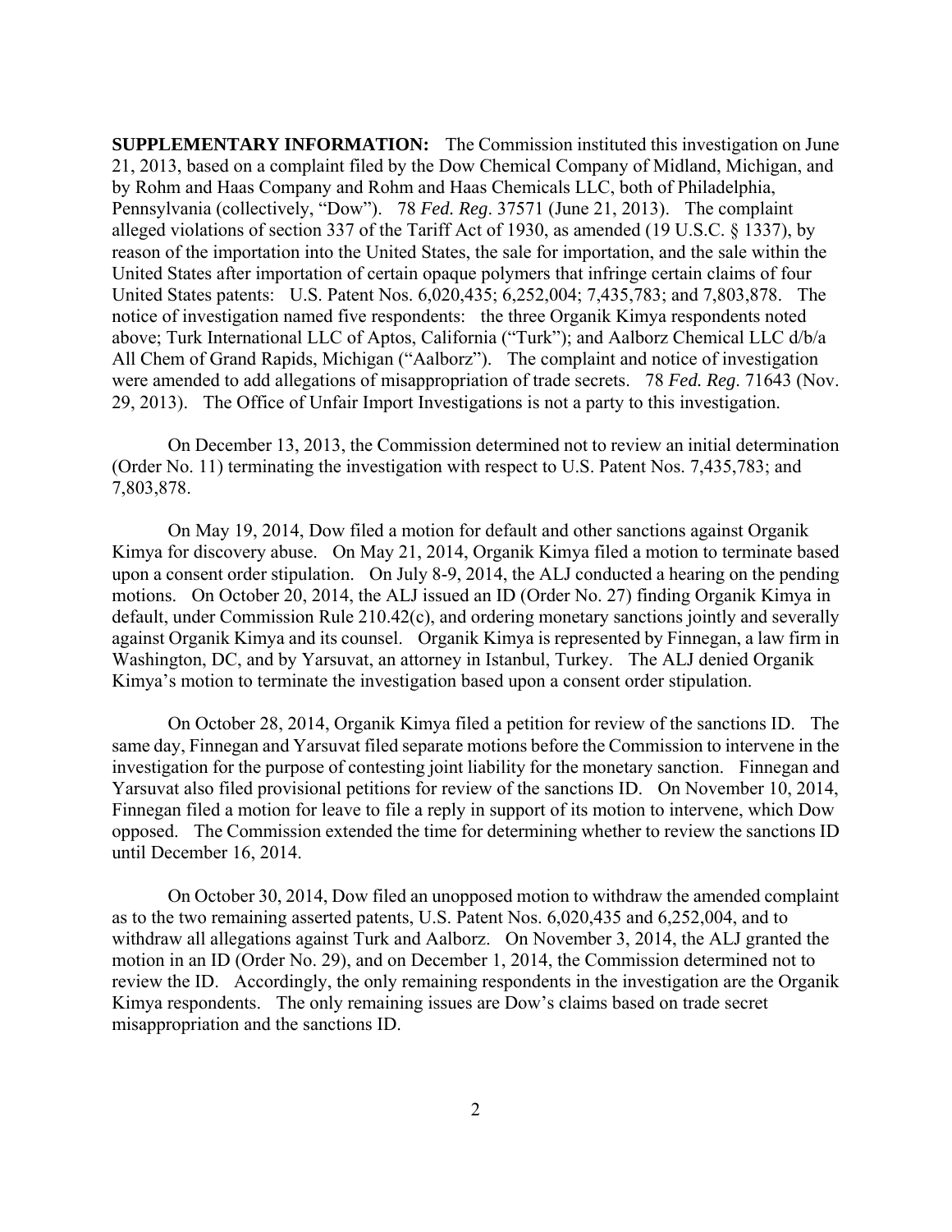**SUPPLEMENTARY INFORMATION:** The Commission instituted this investigation on June 21, 2013, based on a complaint filed by the Dow Chemical Company of Midland, Michigan, and by Rohm and Haas Company and Rohm and Haas Chemicals LLC, both of Philadelphia, Pennsylvania (collectively, "Dow"). 78 *Fed. Reg*. 37571 (June 21, 2013). The complaint alleged violations of section 337 of the Tariff Act of 1930, as amended (19 U.S.C. § 1337), by reason of the importation into the United States, the sale for importation, and the sale within the United States after importation of certain opaque polymers that infringe certain claims of four United States patents: U.S. Patent Nos. 6,020,435; 6,252,004; 7,435,783; and 7,803,878. The notice of investigation named five respondents: the three Organik Kimya respondents noted above; Turk International LLC of Aptos, California ("Turk"); and Aalborz Chemical LLC d/b/a All Chem of Grand Rapids, Michigan ("Aalborz"). The complaint and notice of investigation were amended to add allegations of misappropriation of trade secrets. 78 *Fed. Reg*. 71643 (Nov. 29, 2013). The Office of Unfair Import Investigations is not a party to this investigation.

On December 13, 2013, the Commission determined not to review an initial determination (Order No. 11) terminating the investigation with respect to U.S. Patent Nos. 7,435,783; and 7,803,878.

On May 19, 2014, Dow filed a motion for default and other sanctions against Organik Kimya for discovery abuse. On May 21, 2014, Organik Kimya filed a motion to terminate based upon a consent order stipulation. On July 8-9, 2014, the ALJ conducted a hearing on the pending motions. On October 20, 2014, the ALJ issued an ID (Order No. 27) finding Organik Kimya in default, under Commission Rule 210.42(c), and ordering monetary sanctions jointly and severally against Organik Kimya and its counsel. Organik Kimya is represented by Finnegan, a law firm in Washington, DC, and by Yarsuvat, an attorney in Istanbul, Turkey. The ALJ denied Organik Kimya's motion to terminate the investigation based upon a consent order stipulation.

On October 28, 2014, Organik Kimya filed a petition for review of the sanctions ID. The same day, Finnegan and Yarsuvat filed separate motions before the Commission to intervene in the investigation for the purpose of contesting joint liability for the monetary sanction. Finnegan and Yarsuvat also filed provisional petitions for review of the sanctions ID. On November 10, 2014, Finnegan filed a motion for leave to file a reply in support of its motion to intervene, which Dow opposed. The Commission extended the time for determining whether to review the sanctions ID until December 16, 2014.

On October 30, 2014, Dow filed an unopposed motion to withdraw the amended complaint as to the two remaining asserted patents, U.S. Patent Nos. 6,020,435 and 6,252,004, and to withdraw all allegations against Turk and Aalborz. On November 3, 2014, the ALJ granted the motion in an ID (Order No. 29), and on December 1, 2014, the Commission determined not to review the ID. Accordingly, the only remaining respondents in the investigation are the Organik Kimya respondents. The only remaining issues are Dow's claims based on trade secret misappropriation and the sanctions ID.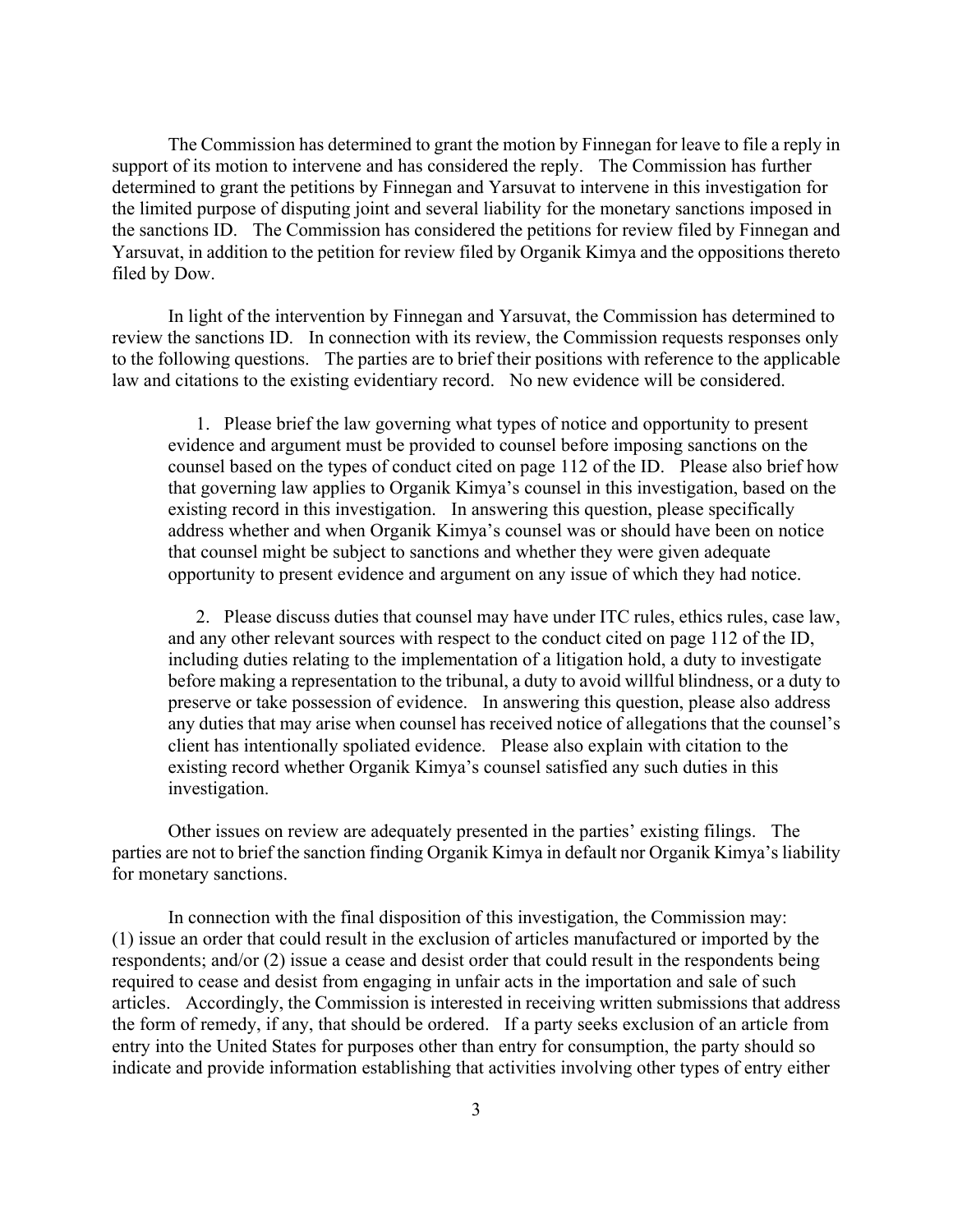The Commission has determined to grant the motion by Finnegan for leave to file a reply in support of its motion to intervene and has considered the reply. The Commission has further determined to grant the petitions by Finnegan and Yarsuvat to intervene in this investigation for the limited purpose of disputing joint and several liability for the monetary sanctions imposed in the sanctions ID. The Commission has considered the petitions for review filed by Finnegan and Yarsuvat, in addition to the petition for review filed by Organik Kimya and the oppositions thereto filed by Dow.

In light of the intervention by Finnegan and Yarsuvat, the Commission has determined to review the sanctions ID. In connection with its review, the Commission requests responses only to the following questions. The parties are to brief their positions with reference to the applicable law and citations to the existing evidentiary record. No new evidence will be considered.

1. Please brief the law governing what types of notice and opportunity to present evidence and argument must be provided to counsel before imposing sanctions on the counsel based on the types of conduct cited on page 112 of the ID. Please also brief how that governing law applies to Organik Kimya's counsel in this investigation, based on the existing record in this investigation. In answering this question, please specifically address whether and when Organik Kimya's counsel was or should have been on notice that counsel might be subject to sanctions and whether they were given adequate opportunity to present evidence and argument on any issue of which they had notice.

2. Please discuss duties that counsel may have under ITC rules, ethics rules, case law, and any other relevant sources with respect to the conduct cited on page 112 of the ID, including duties relating to the implementation of a litigation hold, a duty to investigate before making a representation to the tribunal, a duty to avoid willful blindness, or a duty to preserve or take possession of evidence. In answering this question, please also address any duties that may arise when counsel has received notice of allegations that the counsel's client has intentionally spoliated evidence. Please also explain with citation to the existing record whether Organik Kimya's counsel satisfied any such duties in this investigation.

Other issues on review are adequately presented in the parties' existing filings. The parties are not to brief the sanction finding Organik Kimya in default nor Organik Kimya's liability for monetary sanctions.

In connection with the final disposition of this investigation, the Commission may: (1) issue an order that could result in the exclusion of articles manufactured or imported by the respondents; and/or (2) issue a cease and desist order that could result in the respondents being required to cease and desist from engaging in unfair acts in the importation and sale of such articles. Accordingly, the Commission is interested in receiving written submissions that address the form of remedy, if any, that should be ordered. If a party seeks exclusion of an article from entry into the United States for purposes other than entry for consumption, the party should so indicate and provide information establishing that activities involving other types of entry either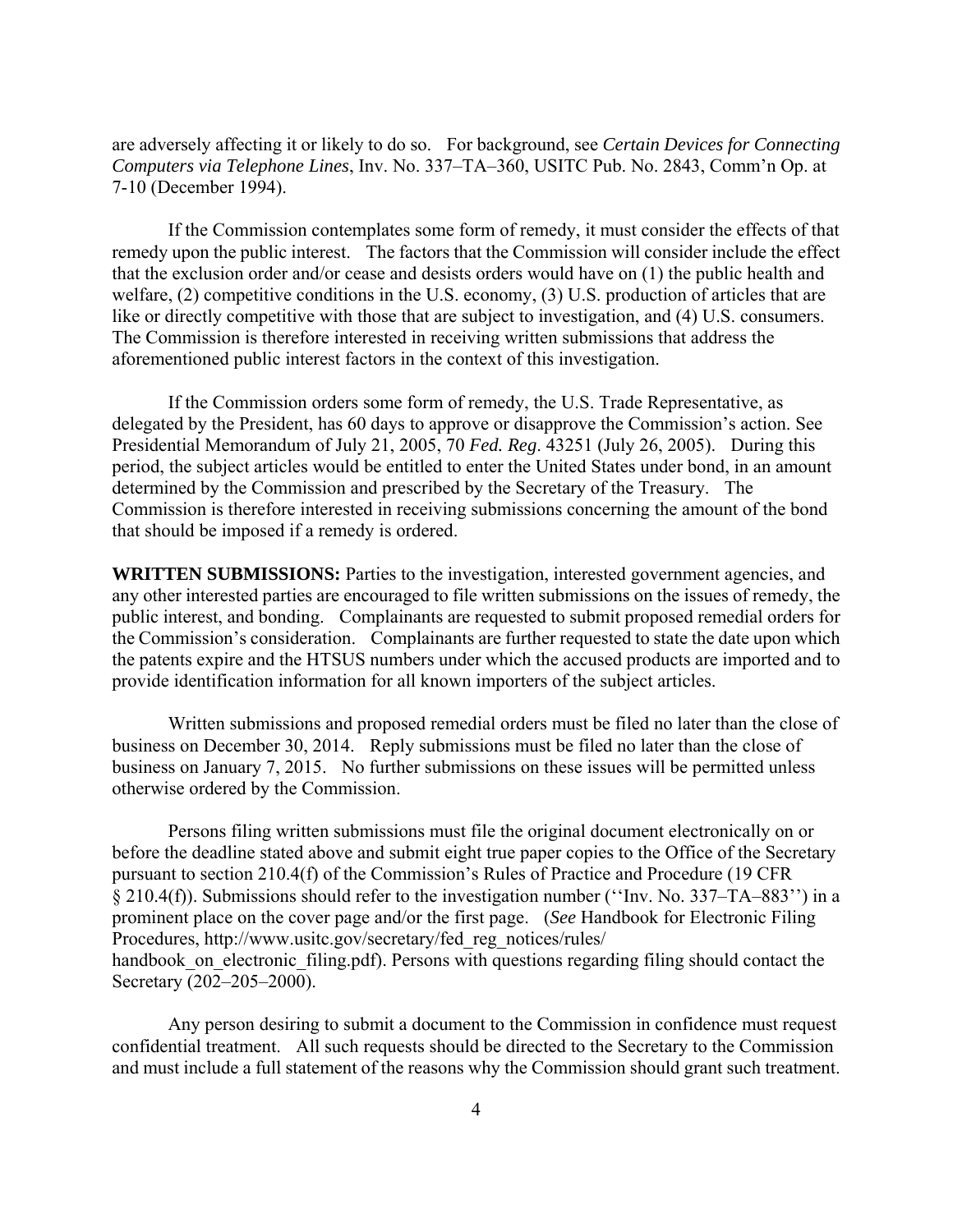are adversely affecting it or likely to do so. For background, see *Certain Devices for Connecting Computers via Telephone Lines*, Inv. No. 337–TA–360, USITC Pub. No. 2843, Comm'n Op. at 7-10 (December 1994).

If the Commission contemplates some form of remedy, it must consider the effects of that remedy upon the public interest. The factors that the Commission will consider include the effect that the exclusion order and/or cease and desists orders would have on (1) the public health and welfare, (2) competitive conditions in the U.S. economy, (3) U.S. production of articles that are like or directly competitive with those that are subject to investigation, and (4) U.S. consumers. The Commission is therefore interested in receiving written submissions that address the aforementioned public interest factors in the context of this investigation.

If the Commission orders some form of remedy, the U.S. Trade Representative, as delegated by the President, has 60 days to approve or disapprove the Commission's action. See Presidential Memorandum of July 21, 2005, 70 *Fed. Reg*. 43251 (July 26, 2005). During this period, the subject articles would be entitled to enter the United States under bond, in an amount determined by the Commission and prescribed by the Secretary of the Treasury. The Commission is therefore interested in receiving submissions concerning the amount of the bond that should be imposed if a remedy is ordered.

**WRITTEN SUBMISSIONS:** Parties to the investigation, interested government agencies, and any other interested parties are encouraged to file written submissions on the issues of remedy, the public interest, and bonding. Complainants are requested to submit proposed remedial orders for the Commission's consideration. Complainants are further requested to state the date upon which the patents expire and the HTSUS numbers under which the accused products are imported and to provide identification information for all known importers of the subject articles.

Written submissions and proposed remedial orders must be filed no later than the close of business on December 30, 2014. Reply submissions must be filed no later than the close of business on January 7, 2015. No further submissions on these issues will be permitted unless otherwise ordered by the Commission.

Persons filing written submissions must file the original document electronically on or before the deadline stated above and submit eight true paper copies to the Office of the Secretary pursuant to section 210.4(f) of the Commission's Rules of Practice and Procedure (19 CFR § 210.4(f)). Submissions should refer to the investigation number (''Inv. No. 337–TA–883'') in a prominent place on the cover page and/or the first page. (*See* Handbook for Electronic Filing Procedures, http://www.usitc.gov/secretary/fed_reg_notices/rules/handbook_on_electronic_filing.pdf). Persons with questions regarding filing should contact the Secretary (202–205–2000).

Any person desiring to submit a document to the Commission in confidence must request confidential treatment. All such requests should be directed to the Secretary to the Commission and must include a full statement of the reasons why the Commission should grant such treatment.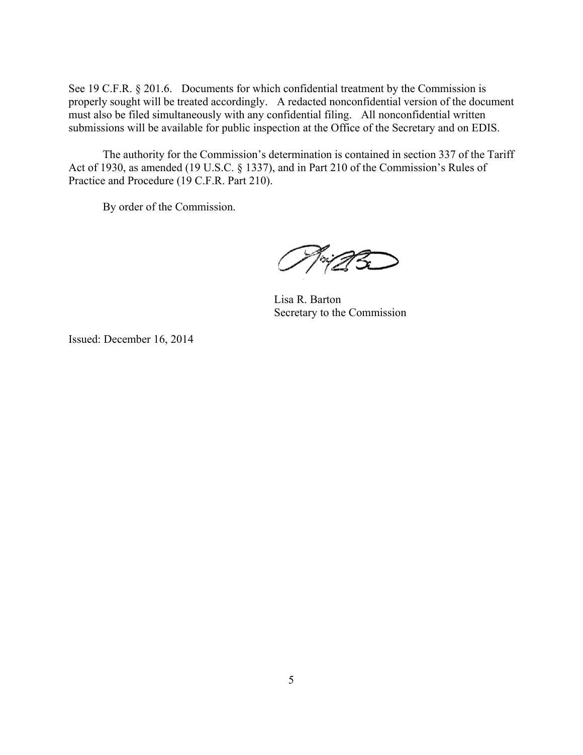See 19 C.F.R. § 201.6. Documents for which confidential treatment by the Commission is properly sought will be treated accordingly. A redacted nonconfidential version of the document must also be filed simultaneously with any confidential filing. All nonconfidential written submissions will be available for public inspection at the Office of the Secretary and on EDIS.

The authority for the Commission's determination is contained in section 337 of the Tariff Act of 1930, as amended (19 U.S.C. § 1337), and in Part 210 of the Commission's Rules of Practice and Procedure (19 C.F.R. Part 210).

By order of the Commission.

Lisa R. Barton
Secretary to the Commission

Issued: December 16, 2014